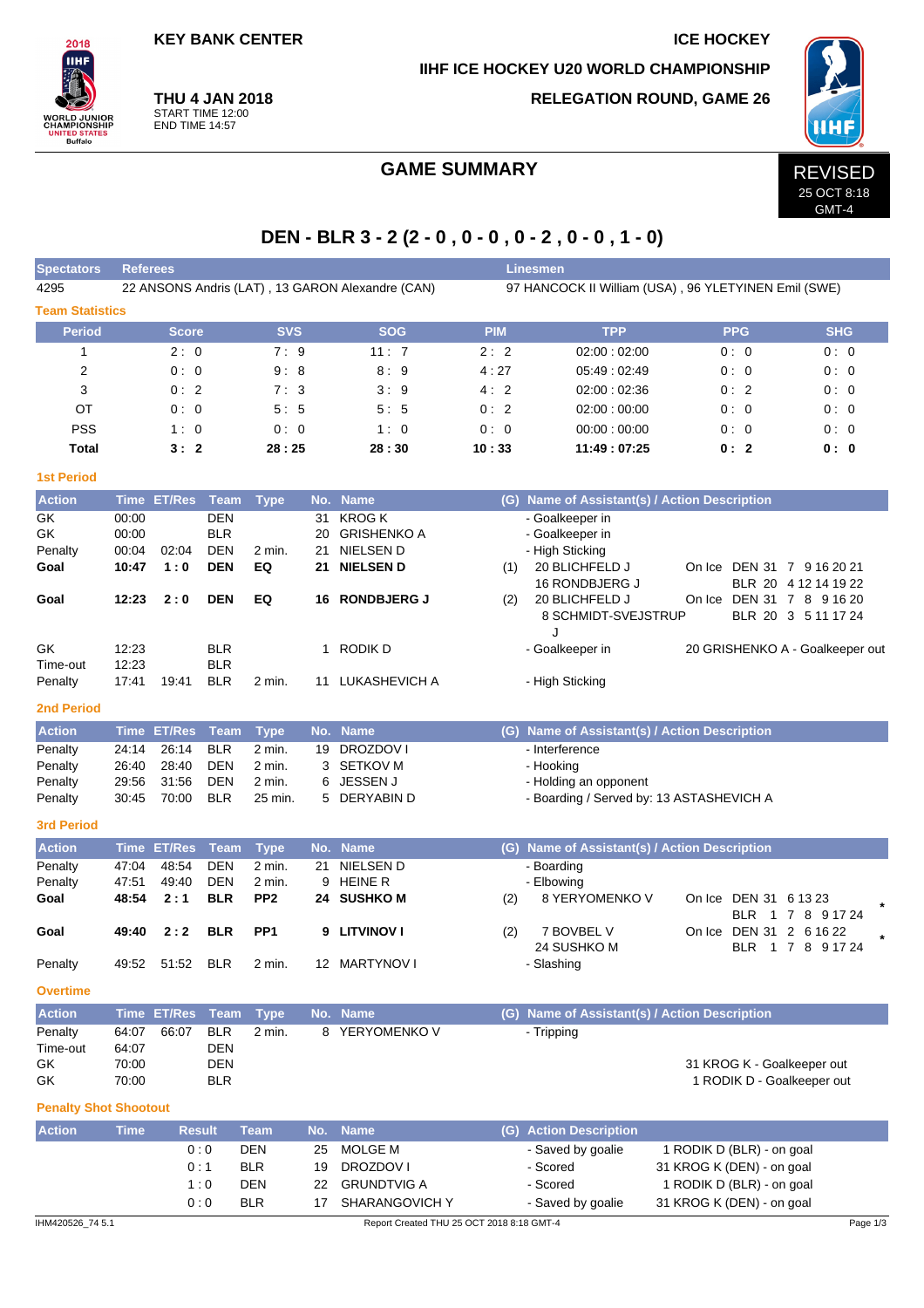**KEY BANK CENTER** | **ICE HOCKEY**

**IIHF ICE HOCKEY U20 WORLD CHAMPIONSHIP**

**THU 4 JAN 2018**
START TIME 12:00
END TIME 14:57

**RELEGATION ROUND, GAME 26**

# GAME SUMMARY

REVISED
25 OCT 8:18
GMT-4

## DEN - BLR 3 - 2 (2 - 0 , 0 - 0 , 0 - 2 , 0 - 0 , 1 - 0)

| Spectators | Referees | Linesmen |
|---|---|---|
| 4295 | 22 ANSONS Andris (LAT) , 13 GARON Alexandre (CAN) | 97 HANCOCK II William (USA) , 96 YLETYINEN Emil (SWE) |

### Team Statistics

| Period | Score | SVS | SOG | PIM | TPP | PPG | SHG |
|---|---|---|---|---|---|---|---|
| 1 | 2 : 0 | 7 : 9 | 11 : 7 | 2 : 2 | 02:00 : 02:00 | 0 : 0 | 0 : 0 |
| 2 | 0 : 0 | 9 : 8 | 8 : 9 | 4 : 27 | 05:49 : 02:49 | 0 : 0 | 0 : 0 |
| 3 | 0 : 2 | 7 : 3 | 3 : 9 | 4 : 2 | 02:00 : 02:36 | 0 : 2 | 0 : 0 |
| OT | 0 : 0 | 5 : 5 | 5 : 5 | 0 : 2 | 02:00 : 00:00 | 0 : 0 | 0 : 0 |
| PSS | 1 : 0 | 0 : 0 | 1 : 0 | 0 : 0 | 00:00 : 00:00 | 0 : 0 | 0 : 0 |
| **Total** | **3 : 2** | **28 : 25** | **28 : 30** | **10 : 33** | **11:49 : 07:25** | **0 : 2** | **0 : 0** |

### 1st Period

| Action | Time | ET/Res | Team | Type | No. | Name | (G) | Name of Assistant(s) / Action Description | |
|---|---|---|---|---|---|---|---|---|---|
| GK | 00:00 | | DEN | | 31 | KROG K | | - Goalkeeper in | |
| GK | 00:00 | | BLR | | 20 | GRISHENKO A | | - Goalkeeper in | |
| Penalty | 00:04 | 02:04 | DEN | 2 min. | 21 | NIELSEN D | | - High Sticking | |
| **Goal** | **10:47** | **1 : 0** | **DEN** | **EQ** | **21** | **NIELSEN D** | (1) | 20 BLICHFELD J<br>16 RONDBJERG J | On Ice DEN 31 7 9 16 20 21<br>BLR 20 4 12 14 19 22 |
| **Goal** | **12:23** | **2 : 0** | **DEN** | **EQ** | **16** | **RONDBJERG J** | (2) | 20 BLICHFELD J<br>8 SCHMIDT-SVEJSTRUP J | On Ice DEN 31 7 8 9 16 20<br>BLR 20 3 5 11 17 24 |
| GK | 12:23 | | BLR | | 1 | RODIK D | | - Goalkeeper in | 20 GRISHENKO A - Goalkeeper out |
| Time-out | 12:23 | | BLR | | | | | | |
| Penalty | 17:41 | 19:41 | BLR | 2 min. | 11 | LUKASHEVICH A | | - High Sticking | |

### 2nd Period

| Action | Time | ET/Res | Team | Type | No. | Name | (G) | Name of Assistant(s) / Action Description |
|---|---|---|---|---|---|---|---|---|
| Penalty | 24:14 | 26:14 | BLR | 2 min. | 19 | DROZDOV I | | - Interference |
| Penalty | 26:40 | 28:40 | DEN | 2 min. | 3 | SETKOV M | | - Hooking |
| Penalty | 29:56 | 31:56 | DEN | 2 min. | 6 | JESSEN J | | - Holding an opponent |
| Penalty | 30:45 | 70:00 | BLR | 25 min. | 5 | DERYABIN D | | - Boarding / Served by: 13 ASTASHEVICH A |

### 3rd Period

| Action | Time | ET/Res | Team | Type | No. | Name | (G) | Name of Assistant(s) / Action Description | |
|---|---|---|---|---|---|---|---|---|---|
| Penalty | 47:04 | 48:54 | DEN | 2 min. | 21 | NIELSEN D | | - Boarding | |
| Penalty | 47:51 | 49:40 | DEN | 2 min. | 9 | HEINE R | | - Elbowing | |
| **Goal** | **48:54** | **2 : 1** | **BLR** | **PP2** | **24** | **SUSHKO M** | (2) | 8 YERYOMENKO V | On Ice DEN 31 6 13 23<br>BLR 1 7 8 9 17 24 * |
| **Goal** | **49:40** | **2 : 2** | **BLR** | **PP1** | **9** | **LITVINOV I** | (2) | 7 BOVBEL V<br>24 SUSHKO M | On Ice DEN 31 2 6 16 22<br>BLR 1 7 8 9 17 24 * |
| Penalty | 49:52 | 51:52 | BLR | 2 min. | 12 | MARTYNOV I | | - Slashing | |

### Overtime

| Action | Time | ET/Res | Team | Type | No. | Name | (G) | Name of Assistant(s) / Action Description | |
|---|---|---|---|---|---|---|---|---|---|
| Penalty | 64:07 | 66:07 | BLR | 2 min. | 8 | YERYOMENKO V | | - Tripping | |
| Time-out | 64:07 | | DEN | | | | | | |
| GK | 70:00 | | DEN | | | | | | 31 KROG K - Goalkeeper out |
| GK | 70:00 | | BLR | | | | | | 1 RODIK D - Goalkeeper out |

### Penalty Shot Shootout

| Action | Time | Result | Team | No. | Name | (G) | Action Description | |
|---|---|---|---|---|---|---|---|---|
| | | 0 : 0 | DEN | 25 | MOLGE M | | - Saved by goalie | 1 RODIK D (BLR) - on goal |
| | | 0 : 1 | BLR | 19 | DROZDOV I | | - Scored | 31 KROG K (DEN) - on goal |
| | | 1 : 0 | DEN | 22 | GRUNDTVIG A | | - Scored | 1 RODIK D (BLR) - on goal |
| | | 0 : 0 | BLR | 17 | SHARANGOVICH Y | | - Saved by goalie | 31 KROG K (DEN) - on goal |

IHM420526_74 5.1 | Report Created THU 25 OCT 2018 8:18 GMT-4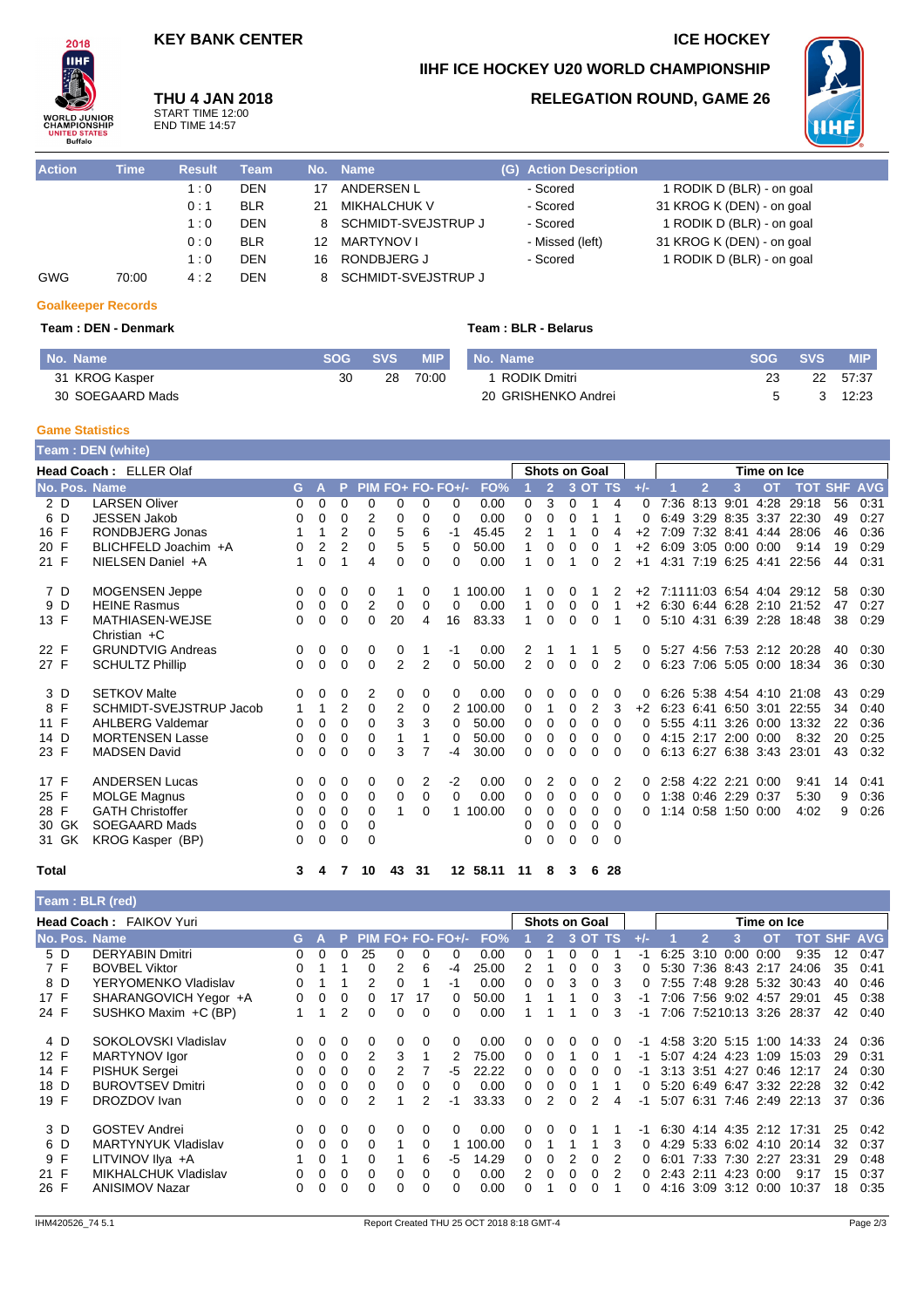**KEY BANK CENTER** — **ICE HOCKEY**

**IIHF ICE HOCKEY U20 WORLD CHAMPIONSHIP**

**THU 4 JAN 2018**
START TIME 12:00
END TIME 14:57

**RELEGATION ROUND, GAME 26**

| Action | Time | Result | Team | No. | Name | (G) | Action Description | |
|---|---|---|---|---|---|---|---|---|
| | | 1 : 0 | DEN | 17 | ANDERSEN L | | - Scored | 1 RODIK D (BLR) - on goal |
| | | 0 : 1 | BLR | 21 | MIKHALCHUK V | | - Scored | 31 KROG K (DEN) - on goal |
| | | 1 : 0 | DEN | 8 | SCHMIDT-SVEJSTRUP J | | - Scored | 1 RODIK D (BLR) - on goal |
| | | 0 : 0 | BLR | 12 | MARTYNOV I | | - Missed (left) | 31 KROG K (DEN) - on goal |
| | | 1 : 0 | DEN | 16 | RONDBJERG J | | - Scored | 1 RODIK D (BLR) - on goal |
| GWG | 70:00 | 4 : 2 | DEN | 8 | SCHMIDT-SVEJSTRUP J | | | |

## Goalkeeper Records

**Team : DEN - Denmark**

| No. Name | SOG | SVS | MIP |
|---|---|---|---|
| 31 KROG Kasper | 30 | 28 | 70:00 |
| 30 SOEGAARD Mads | | | |

**Team : BLR - Belarus**

| No. Name | SOG | SVS | MIP |
|---|---|---|---|
| 1 RODIK Dmitri | 23 | 22 | 57:37 |
| 20 GRISHENKO Andrei | 5 | 3 | 12:23 |

## Game Statistics

**Team : DEN (white)**

Head Coach : ELLER Olaf

| No. | Pos. | Name | G | A | P | PIM | FO+ | FO- | FO+/- | FO% | SOG 1 | SOG 2 | SOG 3 | SOG OT | SOG TS | +/- | TOI 1 | TOI 2 | TOI 3 | TOI OT | TOI TOT | SHF | AVG |
|---|---|---|---|---|---|---|---|---|---|---|---|---|---|---|---|---|---|---|---|---|---|---|---|
| 2 | D | LARSEN Oliver | 0 | 0 | 0 | 0 | 0 | 0 | 0 | 0.00 | 0 | 3 | 0 | 1 | 4 | 0 | 7:36 | 8:13 | 9:01 | 4:28 | 29:18 | 56 | 0:31 |
| 6 | D | JESSEN Jakob | 0 | 0 | 0 | 2 | 0 | 0 | 0 | 0.00 | 0 | 0 | 0 | 1 | 1 | 0 | 6:49 | 3:29 | 8:35 | 3:37 | 22:30 | 49 | 0:27 |
| 16 | F | RONDBJERG Jonas | 1 | 1 | 2 | 0 | 5 | 6 | -1 | 45.45 | 2 | 1 | 1 | 0 | 4 | +2 | 7:09 | 7:32 | 8:41 | 4:44 | 28:06 | 46 | 0:36 |
| 20 | F | BLICHFELD Joachim +A | 0 | 2 | 2 | 0 | 5 | 5 | 0 | 50.00 | 1 | 0 | 0 | 0 | 1 | +2 | 6:09 | 3:05 | 0:00 | 0:00 | 9:14 | 19 | 0:29 |
| 21 | F | NIELSEN Daniel +A | 1 | 0 | 1 | 4 | 0 | 0 | 0 | 0.00 | 1 | 0 | 1 | 0 | 2 | +1 | 4:31 | 7:19 | 6:25 | 4:41 | 22:56 | 44 | 0:31 |
| 7 | D | MOGENSEN Jeppe | 0 | 0 | 0 | 0 | 1 | 0 | 1 | 100.00 | 1 | 0 | 0 | 1 | 2 | +2 | 7:11 | 11:03 | 6:54 | 4:04 | 29:12 | 58 | 0:30 |
| 9 | D | HEINE Rasmus | 0 | 0 | 0 | 2 | 0 | 0 | 0 | 0.00 | 1 | 0 | 0 | 0 | 1 | +2 | 6:30 | 6:44 | 6:28 | 2:10 | 21:52 | 47 | 0:27 |
| 13 | F | MATHIASEN-WEJSE Christian +C | 0 | 0 | 0 | 0 | 20 | 4 | 16 | 83.33 | 1 | 0 | 0 | 0 | 1 | 0 | 5:10 | 4:31 | 6:39 | 2:28 | 18:48 | 38 | 0:29 |
| 22 | F | GRUNDTVIG Andreas | 0 | 0 | 0 | 0 | 0 | 1 | -1 | 0.00 | 2 | 1 | 1 | 1 | 5 | 0 | 5:27 | 4:56 | 7:53 | 2:12 | 20:28 | 40 | 0:30 |
| 27 | F | SCHULTZ Phillip | 0 | 0 | 0 | 0 | 2 | 2 | 0 | 50.00 | 2 | 0 | 0 | 0 | 2 | 0 | 6:23 | 7:06 | 5:05 | 0:00 | 18:34 | 36 | 0:30 |
| 3 | D | SETKOV Malte | 0 | 0 | 0 | 2 | 0 | 0 | 0 | 0.00 | 0 | 0 | 0 | 0 | 0 | 0 | 6:26 | 5:38 | 4:54 | 4:10 | 21:08 | 43 | 0:29 |
| 8 | F | SCHMIDT-SVEJSTRUP Jacob | 1 | 1 | 2 | 0 | 2 | 0 | 2 | 100.00 | 0 | 1 | 0 | 2 | 3 | +2 | 6:23 | 6:41 | 6:50 | 3:01 | 22:55 | 34 | 0:40 |
| 11 | F | AHLBERG Valdemar | 0 | 0 | 0 | 0 | 3 | 3 | 0 | 50.00 | 0 | 0 | 0 | 0 | 0 | 0 | 5:55 | 4:11 | 3:26 | 0:00 | 13:32 | 22 | 0:36 |
| 14 | D | MORTENSEN Lasse | 0 | 0 | 0 | 0 | 1 | 1 | 0 | 50.00 | 0 | 0 | 0 | 0 | 0 | 0 | 4:15 | 2:17 | 2:00 | 0:00 | 8:32 | 20 | 0:25 |
| 23 | F | MADSEN David | 0 | 0 | 0 | 0 | 3 | 7 | -4 | 30.00 | 0 | 0 | 0 | 0 | 0 | 0 | 6:13 | 6:27 | 6:38 | 3:43 | 23:01 | 43 | 0:32 |
| 17 | F | ANDERSEN Lucas | 0 | 0 | 0 | 0 | 0 | 2 | -2 | 0.00 | 0 | 2 | 0 | 0 | 2 | 0 | 2:58 | 4:22 | 2:21 | 0:00 | 9:41 | 14 | 0:41 |
| 25 | F | MOLGE Magnus | 0 | 0 | 0 | 0 | 0 | 0 | 0 | 0.00 | 0 | 0 | 0 | 0 | 0 | 0 | 1:38 | 0:46 | 2:29 | 0:37 | 5:30 | 9 | 0:36 |
| 28 | F | GATH Christoffer | 0 | 0 | 0 | 0 | 1 | 0 | 1 | 100.00 | 0 | 0 | 0 | 0 | 0 | 0 | 1:14 | 0:58 | 1:50 | 0:00 | 4:02 | 9 | 0:26 |
| 30 | GK | SOEGAARD Mads | 0 | 0 | 0 | 0 | | | | | 0 | 0 | 0 | 0 | 0 | | | | | | | | |
| 31 | GK | KROG Kasper (BP) | 0 | 0 | 0 | 0 | | | | | 0 | 0 | 0 | 0 | 0 | | | | | | | | |
| **Total** | | | **3** | **4** | **7** | **10** | **43** | **31** | **12** | **58.11** | **11** | **8** | **3** | **6** | **28** | | | | | | | | |

**Team : BLR (red)**

Head Coach : FAIKOV Yuri

| No. | Pos. | Name | G | A | P | PIM | FO+ | FO- | FO+/- | FO% | SOG 1 | SOG 2 | SOG 3 | SOG OT | SOG TS | +/- | TOI 1 | TOI 2 | TOI 3 | TOI OT | TOI TOT | SHF | AVG |
|---|---|---|---|---|---|---|---|---|---|---|---|---|---|---|---|---|---|---|---|---|---|---|---|
| 5 | D | DERYABIN Dmitri | 0 | 0 | 0 | 25 | 0 | 0 | 0 | 0.00 | 0 | 1 | 0 | 0 | 1 | -1 | 6:25 | 3:10 | 0:00 | 0:00 | 9:35 | 12 | 0:47 |
| 7 | F | BOVBEL Viktor | 0 | 1 | 1 | 0 | 2 | 6 | -4 | 25.00 | 2 | 1 | 0 | 0 | 3 | 0 | 5:30 | 7:36 | 8:43 | 2:17 | 24:06 | 35 | 0:41 |
| 8 | D | YERYOMENKO Vladislav | 0 | 1 | 1 | 2 | 0 | 1 | -1 | 0.00 | 0 | 0 | 3 | 0 | 3 | 0 | 7:55 | 7:48 | 9:28 | 5:32 | 30:43 | 40 | 0:46 |
| 17 | F | SHARANGOVICH Yegor +A | 0 | 0 | 0 | 0 | 17 | 17 | 0 | 50.00 | 1 | 1 | 1 | 0 | 3 | -1 | 7:06 | 7:56 | 9:02 | 4:57 | 29:01 | 45 | 0:38 |
| 24 | F | SUSHKO Maxim +C (BP) | 1 | 1 | 2 | 0 | 0 | 0 | 0 | 0.00 | 1 | 1 | 1 | 0 | 3 | -1 | 7:06 | 7:52 | 10:13 | 3:26 | 28:37 | 42 | 0:40 |
| 4 | D | SOKOLOVSKI Vladislav | 0 | 0 | 0 | 0 | 0 | 0 | 0 | 0.00 | 0 | 0 | 0 | 0 | 0 | -1 | 4:58 | 3:20 | 5:15 | 1:00 | 14:33 | 24 | 0:36 |
| 12 | F | MARTYNOV Igor | 0 | 0 | 0 | 2 | 3 | 1 | 2 | 75.00 | 0 | 0 | 1 | 0 | 1 | -1 | 5:07 | 4:24 | 4:23 | 1:09 | 15:03 | 29 | 0:31 |
| 14 | F | PISHUK Sergei | 0 | 0 | 0 | 0 | 2 | 7 | -5 | 22.22 | 0 | 0 | 0 | 0 | 0 | -1 | 3:13 | 3:51 | 4:27 | 0:46 | 12:17 | 24 | 0:30 |
| 18 | D | BUROVTSEV Dmitri | 0 | 0 | 0 | 0 | 0 | 0 | 0 | 0.00 | 0 | 0 | 0 | 1 | 1 | 0 | 5:20 | 6:49 | 6:47 | 3:32 | 22:28 | 32 | 0:42 |
| 19 | F | DROZDOV Ivan | 0 | 0 | 0 | 2 | 1 | 2 | -1 | 33.33 | 0 | 2 | 0 | 2 | 4 | -1 | 5:07 | 6:31 | 7:46 | 2:49 | 22:13 | 37 | 0:36 |
| 3 | D | GOSTEV Andrei | 0 | 0 | 0 | 0 | 0 | 0 | 0 | 0.00 | 0 | 0 | 0 | 1 | 1 | -1 | 6:30 | 4:14 | 4:35 | 2:12 | 17:31 | 25 | 0:42 |
| 6 | D | MARTYNYUK Vladislav | 0 | 0 | 0 | 0 | 1 | 0 | 1 | 100.00 | 0 | 1 | 1 | 1 | 3 | 0 | 4:29 | 5:33 | 6:02 | 4:10 | 20:14 | 32 | 0:37 |
| 9 | F | LITVINOV Ilya +A | 1 | 0 | 1 | 0 | 1 | 6 | -5 | 14.29 | 0 | 0 | 2 | 0 | 2 | 0 | 6:01 | 7:33 | 7:30 | 2:27 | 23:31 | 29 | 0:48 |
| 21 | F | MIKHALCHUK Vladislav | 0 | 0 | 0 | 0 | 0 | 0 | 0 | 0.00 | 2 | 0 | 0 | 0 | 2 | 0 | 2:43 | 2:11 | 4:23 | 0:00 | 9:17 | 15 | 0:37 |
| 26 | F | ANISIMOV Nazar | 0 | 0 | 0 | 0 | 0 | 0 | 0 | 0.00 | 0 | 1 | 0 | 0 | 1 | 0 | 4:16 | 3:09 | 3:12 | 0:00 | 10:37 | 18 | 0:35 |

IHM420526_74 5.1 — Report Created THU 25 OCT 2018 8:18 GMT-4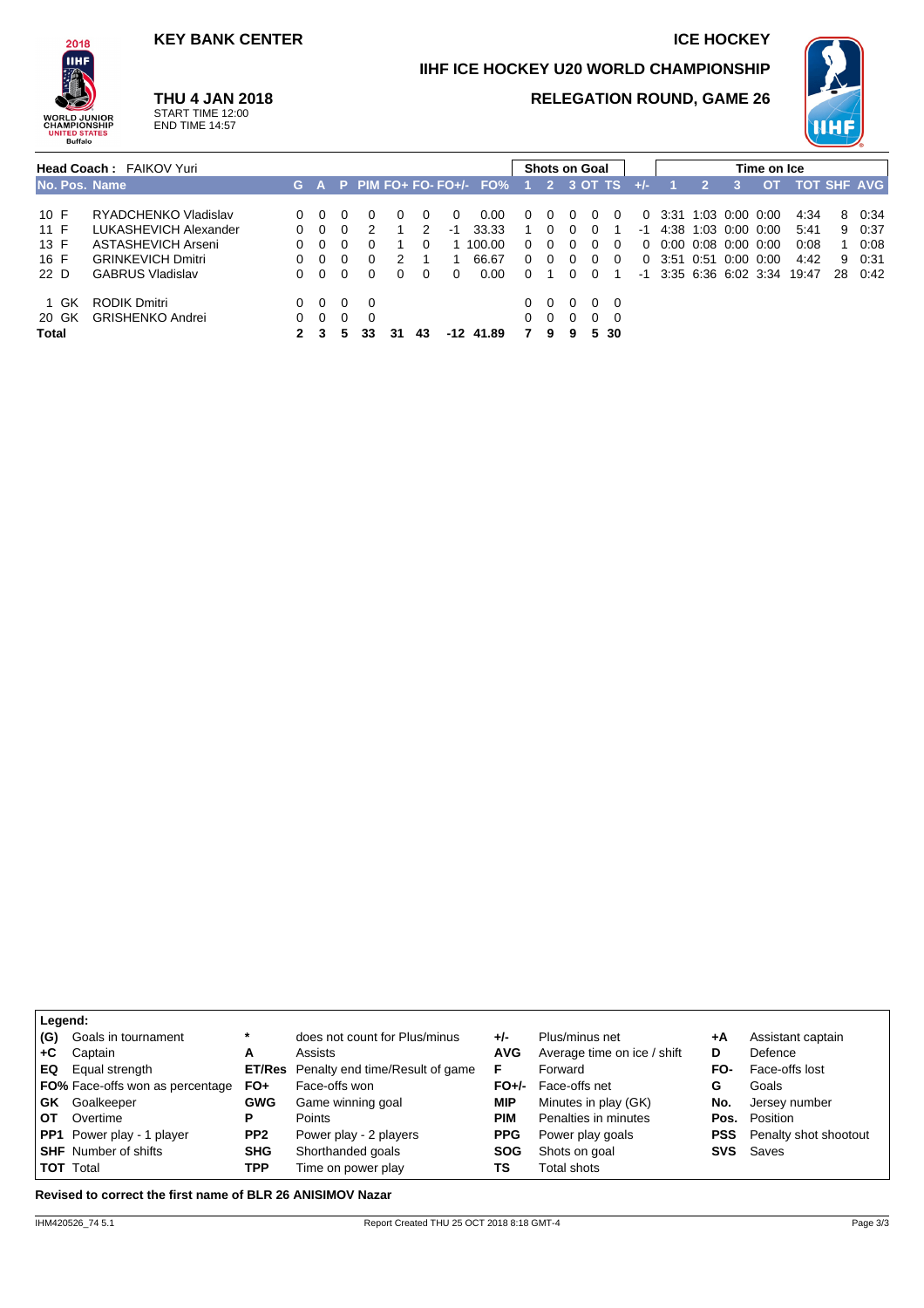**KEY BANK CENTER**

**ICE HOCKEY**

**IIHF ICE HOCKEY U20 WORLD CHAMPIONSHIP**

**THU 4 JAN 2018**
START TIME 12:00
END TIME 14:57

**RELEGATION ROUND, GAME 26**

**Head Coach :** FAIKOV Yuri

| No. | Pos. | Name | G | A | P | PIM | FO+ | FO- | FO+/- | FO% | SOG 1 | SOG 2 | SOG 3 | SOG OT | SOG TS | +/- | TOI 1 | TOI 2 | TOI 3 | TOI OT | TOT | SHF | AVG |
|---|---|---|---|---|---|---|---|---|---|---|---|---|---|---|---|---|---|---|---|---|---|---|---|
| 10 | F | RYADCHENKO Vladislav | 0 | 0 | 0 | 0 | 0 | 0 | 0 | 0.00 | 0 | 0 | 0 | 0 | 0 | 0 | 3:31 | 1:03 | 0:00 | 0:00 | 4:34 | 8 | 0:34 |
| 11 | F | LUKASHEVICH Alexander | 0 | 0 | 0 | 2 | 1 | 2 | -1 | 33.33 | 1 | 0 | 0 | 0 | 1 | -1 | 4:38 | 1:03 | 0:00 | 0:00 | 5:41 | 9 | 0:37 |
| 13 | F | ASTASHEVICH Arseni | 0 | 0 | 0 | 0 | 1 | 0 | 1 | 100.00 | 0 | 0 | 0 | 0 | 0 | 0 | 0:00 | 0:08 | 0:00 | 0:00 | 0:08 | 1 | 0:08 |
| 16 | F | GRINKEVICH Dmitri | 0 | 0 | 0 | 0 | 2 | 1 | 1 | 66.67 | 0 | 0 | 0 | 0 | 0 | 0 | 3:51 | 0:51 | 0:00 | 0:00 | 4:42 | 9 | 0:31 |
| 22 | D | GABRUS Vladislav | 0 | 0 | 0 | 0 | 0 | 0 | 0 | 0.00 | 0 | 1 | 0 | 0 | 1 | -1 | 3:35 | 6:36 | 6:02 | 3:34 | 19:47 | 28 | 0:42 |
| 1 | GK | RODIK Dmitri | 0 | 0 | 0 | 0 | | | | | 0 | 0 | 0 | 0 | 0 | | | | | | | | |
| 20 | GK | GRISHENKO Andrei | 0 | 0 | 0 | 0 | | | | | 0 | 0 | 0 | 0 | 0 | | | | | | | | |
| **Total** | | | **2** | **3** | **5** | **33** | **31** | **43** | **-12** | **41.89** | **7** | **9** | **9** | **5** | **30** | | | | | | | | |

**Legend:**

| | | | | | | | |
|---|---|---|---|---|---|---|---|
| **(G)** | Goals in tournament | ***** | does not count for Plus/minus | **+/-** | Plus/minus net | **+A** | Assistant captain |
| **+C** | Captain | **A** | Assists | **AVG** | Average time on ice / shift | **D** | Defence |
| **EQ** | Equal strength | **ET/Res** | Penalty end time/Result of game | **F** | Forward | **FO-** | Face-offs lost |
| **FO%** | Face-offs won as percentage | **FO+** | Face-offs won | **FO+/-** | Face-offs net | **G** | Goals |
| **GK** | Goalkeeper | **GWG** | Game winning goal | **MIP** | Minutes in play (GK) | **No.** | Jersey number |
| **OT** | Overtime | **P** | Points | **PIM** | Penalties in minutes | **Pos.** | Position |
| **PP1** | Power play - 1 player | **PP2** | Power play - 2 players | **PPG** | Power play goals | **PSS** | Penalty shot shootout |
| **SHF** | Number of shifts | **SHG** | Shorthanded goals | **SOG** | Shots on goal | **SVS** | Saves |
| **TOT** | Total | **TPP** | Time on power play | **TS** | Total shots | | |

**Revised to correct the first name of BLR 26 ANISIMOV Nazar**

IHM420526_74 5.1 Report Created THU 25 OCT 2018 8:18 GMT-4